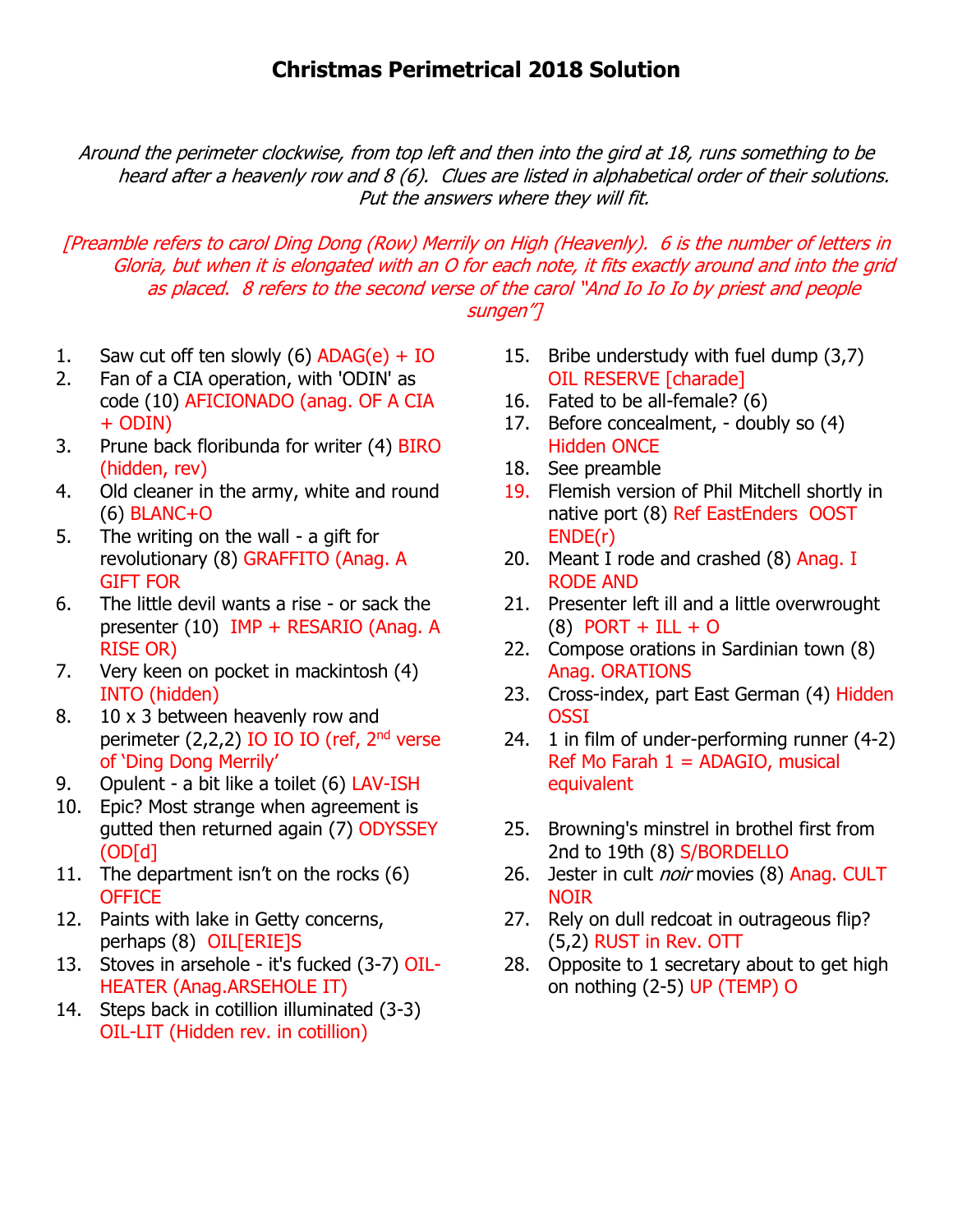# Christmas Perimetrical 2018 Solution

*Around the perimeter clockwise, from top left and then into the gird at 18, runs something to be heard after a heavenly row and 8 (6). Clues are listed in alphabetical order of their solutions. Put the answers where they will fit.*

*[Preamble refers to carol Ding Dong (Row) Merrily on High (Heavenly). 6 is the number of letters in Gloria, but when it is elongated with an O for each note, it fits exactly around and into the grid as placed. 8 refers to the second verse of the carol "And Io Io Io by priest and people sungen"]*

1. Saw cut off ten slowly (6) ADAG(e) + IO
2. Fan of a CIA operation, with 'ODIN' as code (10) AFICIONADO (anag. OF A CIA + ODIN)
3. Prune back floribunda for writer (4) BIRO (hidden, rev)
4. Old cleaner in the army, white and round (6) BLANC+O
5. The writing on the wall - a gift for revolutionary (8) GRAFFITO (Anag. A GIFT FOR
6. The little devil wants a rise - or sack the presenter (10) IMP + RESARIO (Anag. A RISE OR)
7. Very keen on pocket in mackintosh (4) INTO (hidden)
8. 10 x 3 between heavenly row and perimeter (2,2,2) IO IO IO (ref, 2nd verse of 'Ding Dong Merrily'
9. Opulent - a bit like a toilet (6) LAV-ISH
10. Epic? Most strange when agreement is gutted then returned again (7) ODYSSEY (OD[d]
11. The department isn't on the rocks (6) OFFICE
12. Paints with lake in Getty concerns, perhaps (8) OIL[ERIE]S
13. Stoves in arsehole - it's fucked (3-7) OIL-HEATER (Anag.ARSEHOLE IT)
14. Steps back in cotillion illuminated (3-3) OIL-LIT (Hidden rev. in cotillion)
15. Bribe understudy with fuel dump (3,7) OIL RESERVE [charade]
16. Fated to be all-female? (6)
17. Before concealment, - doubly so (4) Hidden ONCE
18. See preamble
19. Flemish version of Phil Mitchell shortly in native port (8) Ref EastEnders OOST ENDE(r)
20. Meant I rode and crashed (8) Anag. I RODE AND
21. Presenter left ill and a little overwrought (8) PORT + ILL + O
22. Compose orations in Sardinian town (8) Anag. ORATIONS
23. Cross-index, part East German (4) Hidden OSSI
24. 1 in film of under-performing runner (4-2) Ref Mo Farah 1 = ADAGIO, musical equivalent
25. Browning's minstrel in brothel first from 2nd to 19th (8) S/BORDELLO
26. Jester in cult *noir* movies (8) Anag. CULT NOIR
27. Rely on dull redcoat in outrageous flip? (5,2) RUST in Rev. OTT
28. Opposite to 1 secretary about to get high on nothing (2-5) UP (TEMP) O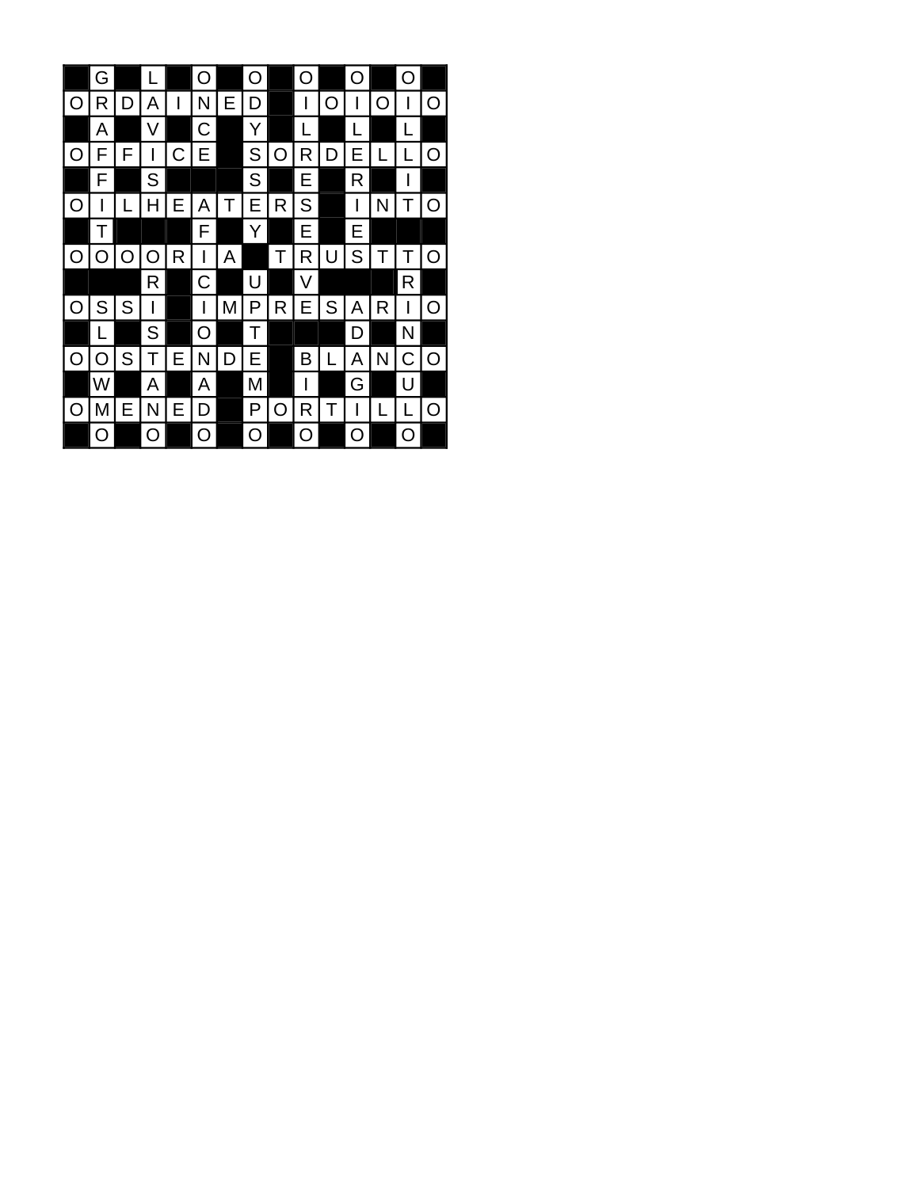| | | | | | | | | | | | | | | |
|---|---|---|---|---|---|---|---|---|---|---|---|---|---|---|
| ■ | G | ■ | L | ■ | O | ■ | O | ■ | O | ■ | O | ■ | O | ■ |
| O | R | D | A | I | N | E | D | ■ | I | O | I | O | I | O |
| ■ | A | ■ | V | ■ | C | ■ | Y | ■ | L | ■ | L | ■ | L | ■ |
| O | F | F | I | C | E | ■ | S | O | R | D | E | L | L | O |
| ■ | F | ■ | S | ■ | ■ | ■ | S | ■ | E | ■ | R | ■ | I | ■ |
| O | I | L | H | E | A | T | E | R | S | ■ | I | N | T | O |
| ■ | T | ■ | ■ | ■ | F | ■ | Y | ■ | E | ■ | E | ■ | ■ | ■ |
| O | O | O | O | R | I | A | ■ | T | R | U | S | T | T | O |
| ■ | ■ | ■ | R | ■ | C | ■ | U | ■ | V | ■ | ■ | ■ | R | ■ |
| O | S | S | I | ■ | I | M | P | R | E | S | A | R | I | O |
| ■ | L | ■ | S | ■ | O | ■ | T | ■ | ■ | ■ | D | ■ | N | ■ |
| O | O | S | T | E | N | D | E | ■ | B | L | A | N | C | O |
| ■ | W | ■ | A | ■ | A | ■ | M | ■ | I | ■ | G | ■ | U | ■ |
| O | M | E | N | E | D | ■ | P | O | R | T | I | L | L | O |
| ■ | O | ■ | O | ■ | O | ■ | O | ■ | O | ■ | O | ■ | O | ■ |